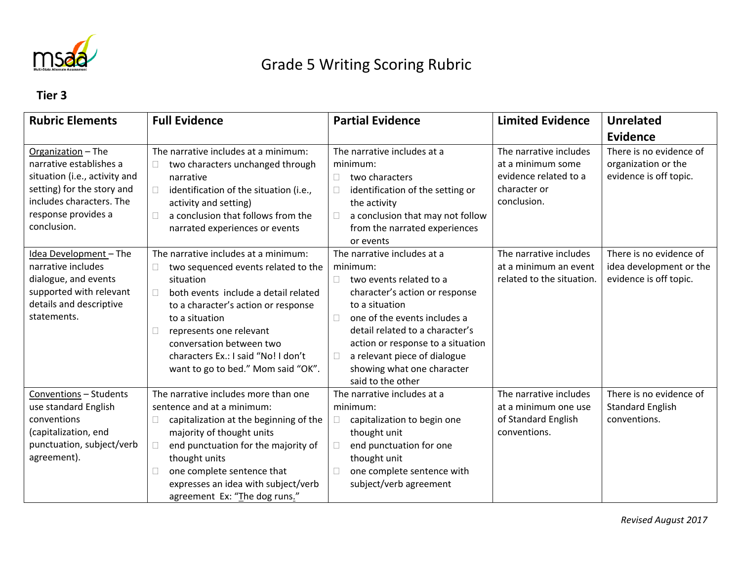# Grade 5 Writing Scoring Rubric

## Tier 3

| Rubric Elements | Full Evidence | Partial Evidence | Limited Evidence | Unrelated Evidence |
|---|---|---|---|---|
| Organization – The narrative establishes a situation (i.e., activity and setting) for the story and includes characters. The response provides a conclusion. | The narrative includes at a minimum: <br>☐ two characters unchanged through narrative <br>☐ identification of the situation (i.e., activity and setting) <br>☐ a conclusion that follows from the narrated experiences or events | The narrative includes at a minimum: <br>☐ two characters <br>☐ identification of the setting or the activity <br>☐ a conclusion that may not follow from the narrated experiences or events | The narrative includes at a minimum some evidence related to a character or conclusion. | There is no evidence of organization or the evidence is off topic. |
| Idea Development – The narrative includes dialogue, and events supported with relevant details and descriptive statements. | The narrative includes at a minimum: <br>☐ two sequenced events related to the situation <br>☐ both events include a detail related to a character's action or response to a situation <br>☐ represents one relevant conversation between two characters Ex.: I said "No! I don't want to go to bed." Mom said "OK". | The narrative includes at a minimum: <br>☐ two events related to a character's action or response to a situation <br>☐ one of the events includes a detail related to a character's action or response to a situation <br>☐ a relevant piece of dialogue showing what one character said to the other | The narrative includes at a minimum an event related to the situation. | There is no evidence of idea development or the evidence is off topic. |
| Conventions – Students use standard English conventions (capitalization, end punctuation, subject/verb agreement). | The narrative includes more than one sentence and at a minimum: <br>☐ capitalization at the beginning of the majority of thought units <br>☐ end punctuation for the majority of thought units <br>☐ one complete sentence that expresses an idea with subject/verb agreement Ex: "The dog runs." | The narrative includes at a minimum: <br>☐ capitalization to begin one thought unit <br>☐ end punctuation for one thought unit <br>☐ one complete sentence with subject/verb agreement | The narrative includes at a minimum one use of Standard English conventions. | There is no evidence of Standard English conventions. |

*Revised August 2017*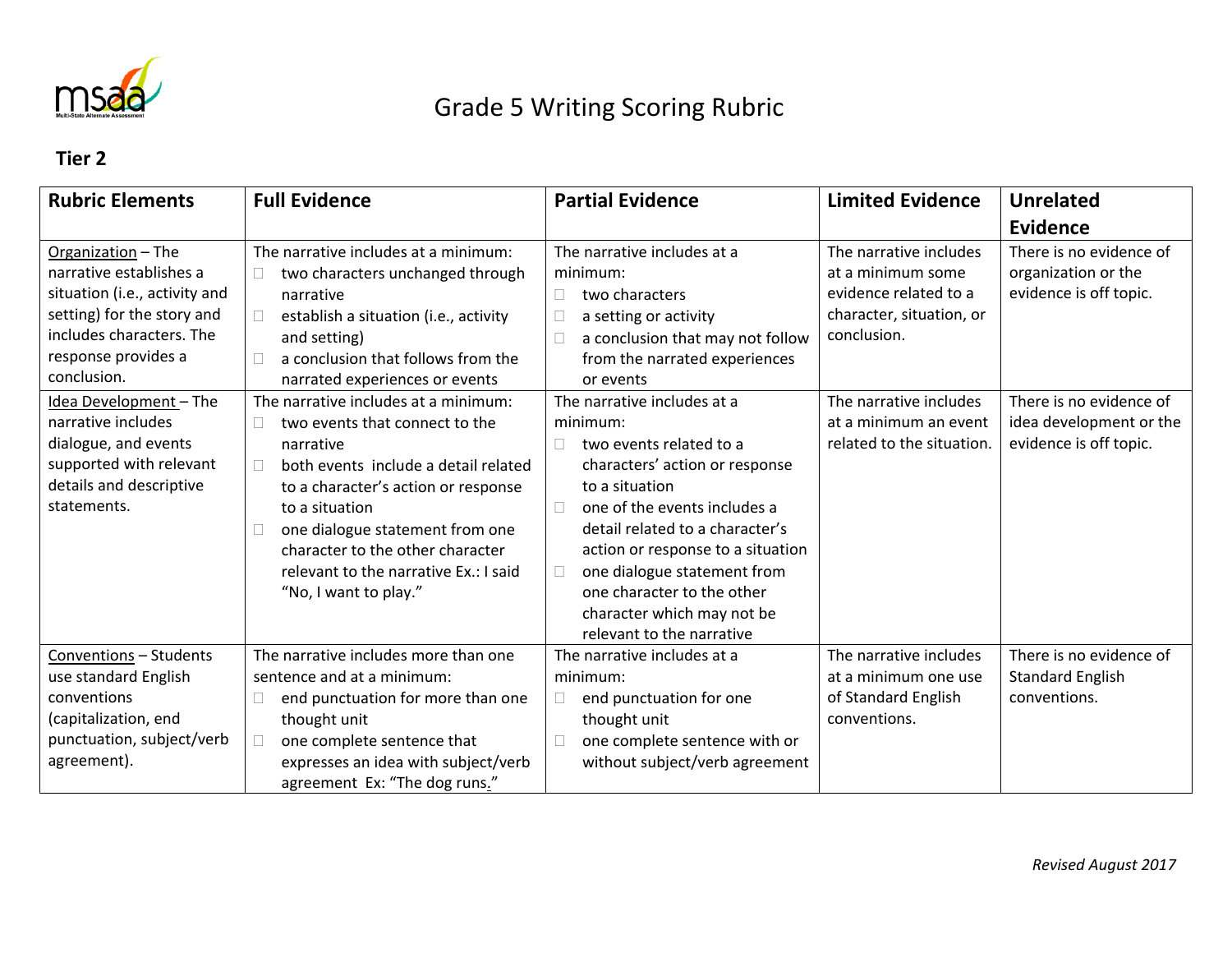# Grade 5 Writing Scoring Rubric

**Tier 2**

| **Rubric Elements** | **Full Evidence** | **Partial Evidence** | **Limited Evidence** | **Unrelated Evidence** |
|---|---|---|---|---|
| Organization – The narrative establishes a situation (i.e., activity and setting) for the story and includes characters. The response provides a conclusion. | The narrative includes at a minimum: <br>☐ two characters unchanged through narrative <br>☐ establish a situation (i.e., activity and setting) <br>☐ a conclusion that follows from the narrated experiences or events | The narrative includes at a minimum: <br>☐ two characters <br>☐ a setting or activity <br>☐ a conclusion that may not follow from the narrated experiences or events | The narrative includes at a minimum some evidence related to a character, situation, or conclusion. | There is no evidence of organization or the evidence is off topic. |
| Idea Development – The narrative includes dialogue, and events supported with relevant details and descriptive statements. | The narrative includes at a minimum: <br>☐ two events that connect to the narrative <br>☐ both events include a detail related to a character's action or response to a situation <br>☐ one dialogue statement from one character to the other character relevant to the narrative Ex.: I said "No, I want to play." | The narrative includes at a minimum: <br>☐ two events related to a characters' action or response to a situation <br>☐ one of the events includes a detail related to a character's action or response to a situation <br>☐ one dialogue statement from one character to the other character which may not be relevant to the narrative | The narrative includes at a minimum an event related to the situation. | There is no evidence of idea development or the evidence is off topic. |
| Conventions – Students use standard English conventions (capitalization, end punctuation, subject/verb agreement). | The narrative includes more than one sentence and at a minimum: <br>☐ end punctuation for more than one thought unit <br>☐ one complete sentence that expresses an idea with subject/verb agreement Ex: "The dog runs." | The narrative includes at a minimum: <br>☐ end punctuation for one thought unit <br>☐ one complete sentence with or without subject/verb agreement | The narrative includes at a minimum one use of Standard English conventions. | There is no evidence of Standard English conventions. |

*Revised August 2017*